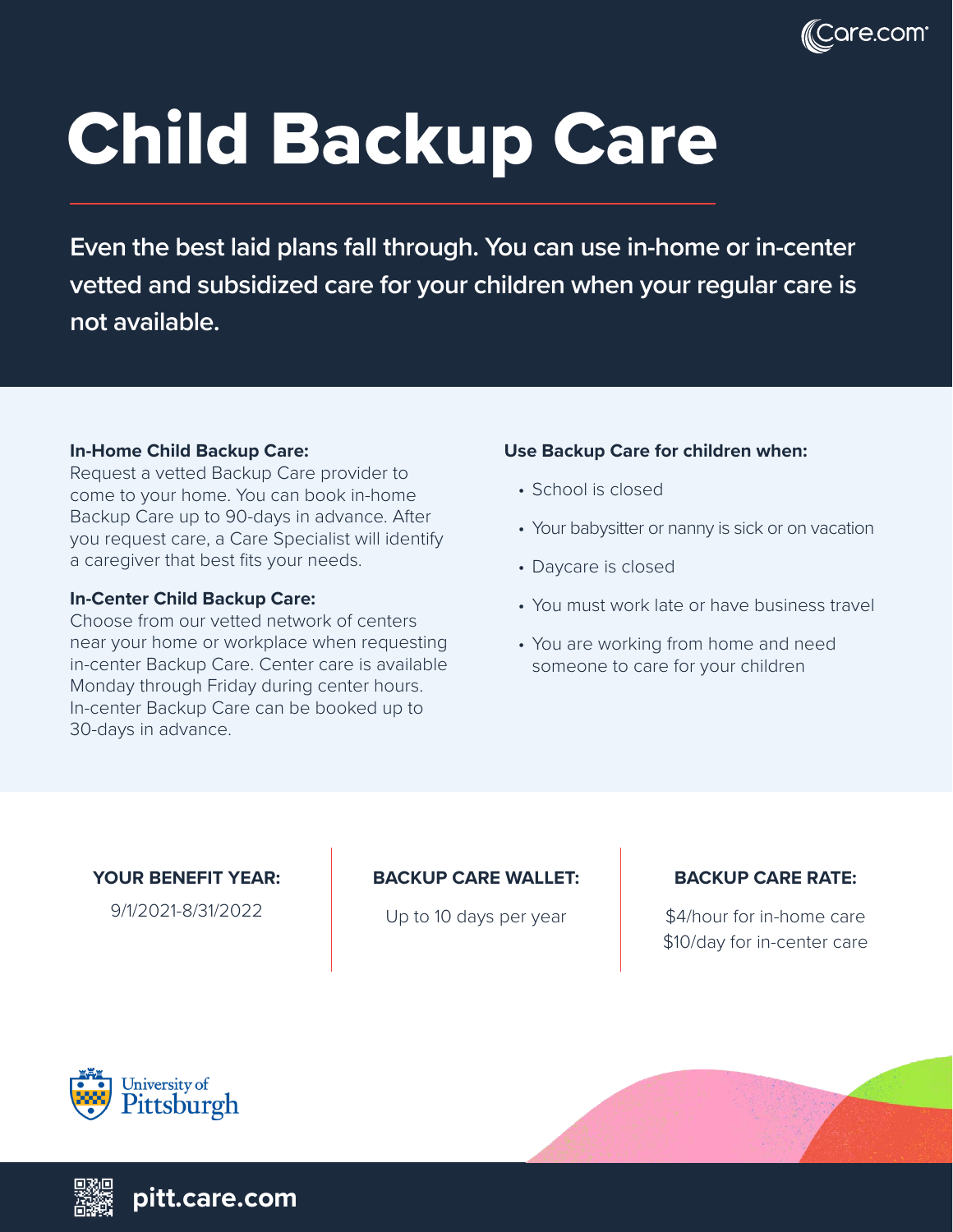Care.com

# Child Backup Care

**Even the best laid plans fall through. You can use in-home or in-center vetted and subsidized care for your children when your regular care is not available.**

**In-Home Child Backup Care:**
Request a vetted Backup Care provider to come to your home. You can book in-home Backup Care up to 90-days in advance. After you request care, a Care Specialist will identify a caregiver that best fits your needs.

**In-Center Child Backup Care:**
Choose from our vetted network of centers near your home or workplace when requesting in-center Backup Care. Center care is available Monday through Friday during center hours. In-center Backup Care can be booked up to 30-days in advance.

**Use Backup Care for children when:**

- School is closed
- Your babysitter or nanny is sick or on vacation
- Daycare is closed
- You must work late or have business travel
- You are working from home and need someone to care for your children

**YOUR BENEFIT YEAR:**
9/1/2021-8/31/2022

**BACKUP CARE WALLET:**
Up to 10 days per year

**BACKUP CARE RATE:**
$4/hour for in-home care
$10/day for in-center care

University of Pittsburgh

**pitt.care.com**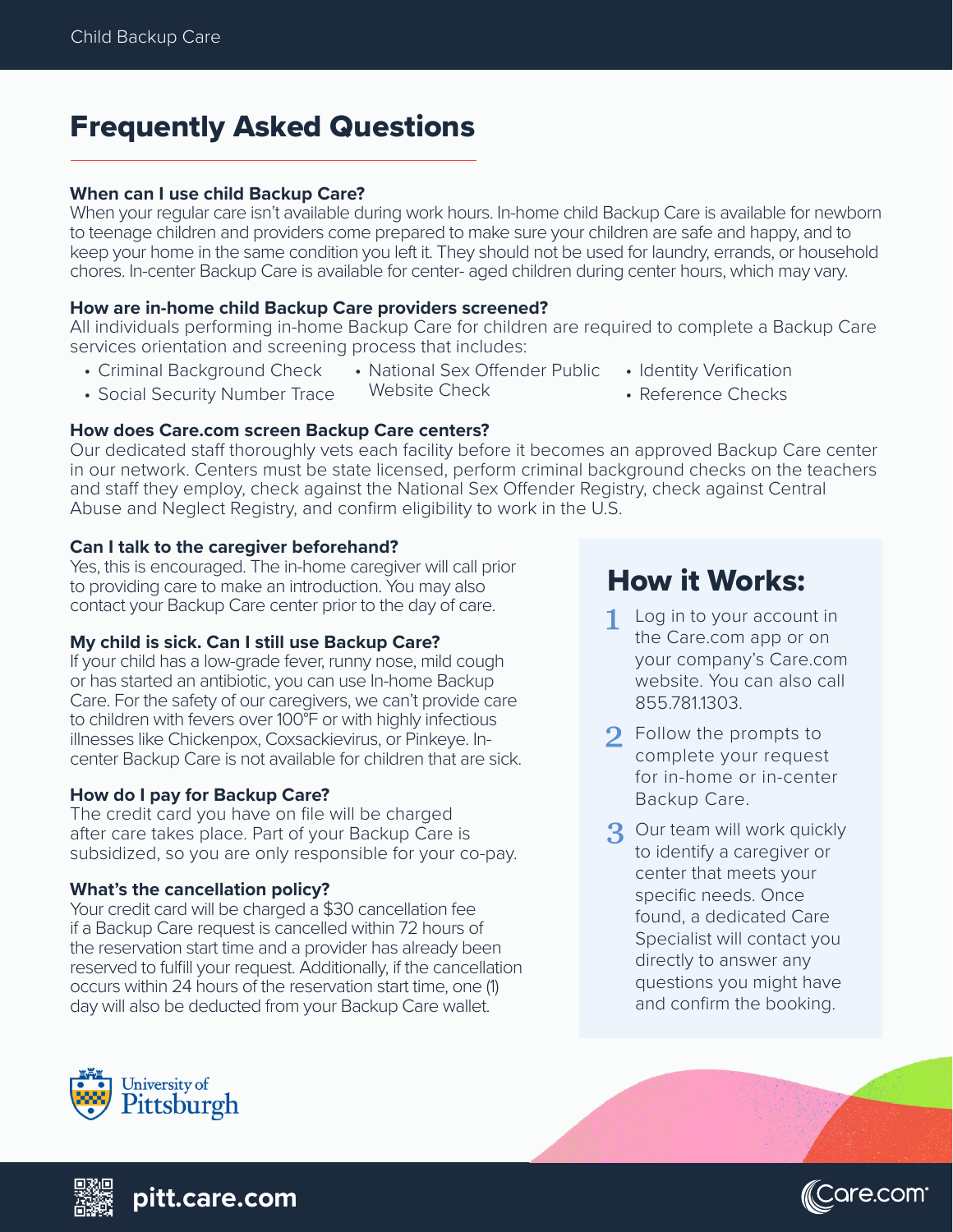# Frequently Asked Questions

**When can I use child Backup Care?**

When your regular care isn't available during work hours. In-home child Backup Care is available for newborn to teenage children and providers come prepared to make sure your children are safe and happy, and to keep your home in the same condition you left it. They should not be used for laundry, errands, or household chores. In-center Backup Care is available for center- aged children during center hours, which may vary.

**How are in-home child Backup Care providers screened?**

All individuals performing in-home Backup Care for children are required to complete a Backup Care services orientation and screening process that includes:

- Criminal Background Check
- Social Security Number Trace
- National Sex Offender Public Website Check
- Identity Verification
- Reference Checks

**How does Care.com screen Backup Care centers?**

Our dedicated staff thoroughly vets each facility before it becomes an approved Backup Care center in our network. Centers must be state licensed, perform criminal background checks on the teachers and staff they employ, check against the National Sex Offender Registry, check against Central Abuse and Neglect Registry, and confirm eligibility to work in the U.S.

**Can I talk to the caregiver beforehand?**

Yes, this is encouraged. The in-home caregiver will call prior to providing care to make an introduction. You may also contact your Backup Care center prior to the day of care.

**My child is sick. Can I still use Backup Care?**

If your child has a low-grade fever, runny nose, mild cough or has started an antibiotic, you can use In-home Backup Care. For the safety of our caregivers, we can't provide care to children with fevers over 100°F or with highly infectious illnesses like Chickenpox, Coxsackievirus, or Pinkeye. In-center Backup Care is not available for children that are sick.

**How do I pay for Backup Care?**

The credit card you have on file will be charged after care takes place. Part of your Backup Care is subsidized, so you are only responsible for your co-pay.

**What's the cancellation policy?**

Your credit card will be charged a $30 cancellation fee if a Backup Care request is cancelled within 72 hours of the reservation start time and a provider has already been reserved to fulfill your request. Additionally, if the cancellation occurs within 24 hours of the reservation start time, one (1) day will also be deducted from your Backup Care wallet.

## How it Works:

1. Log in to your account in the Care.com app or on your company's Care.com website. You can also call 855.781.1303.
2. Follow the prompts to complete your request for in-home or in-center Backup Care.
3. Our team will work quickly to identify a caregiver or center that meets your specific needs. Once found, a dedicated Care Specialist will contact you directly to answer any questions you might have and confirm the booking.

University of Pittsburgh

pitt.care.com